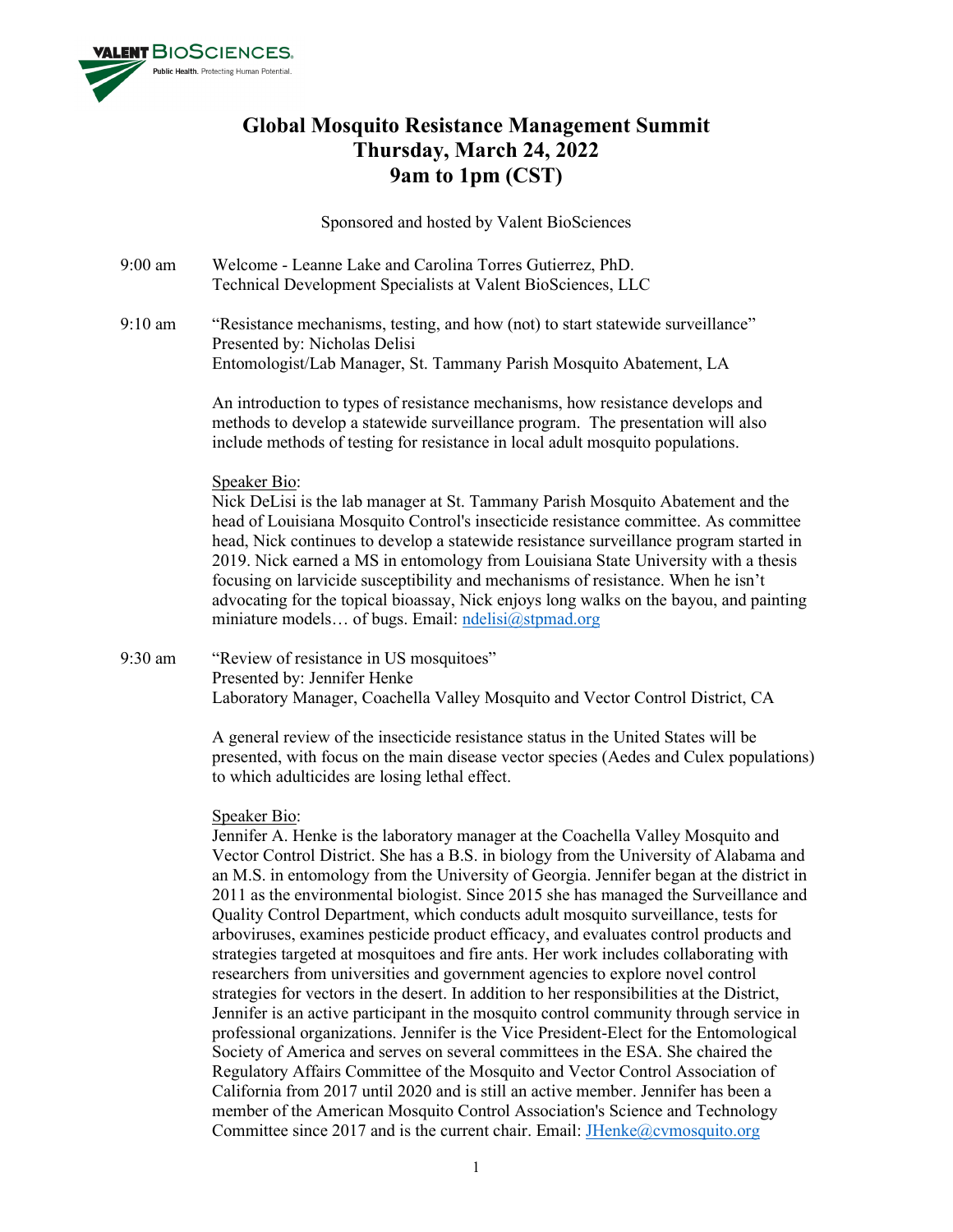# Global Mosquito Resistance Management Summit
## Thursday, March 24, 2022
## 9am to 1pm (CST)

Sponsored and hosted by Valent BioSciences

**9:00 am** Welcome - Leanne Lake and Carolina Torres Gutierrez, PhD.
Technical Development Specialists at Valent BioSciences, LLC

**9:10 am** "Resistance mechanisms, testing, and how (not) to start statewide surveillance"
Presented by: Nicholas Delisi
Entomologist/Lab Manager, St. Tammany Parish Mosquito Abatement, LA

An introduction to types of resistance mechanisms, how resistance develops and methods to develop a statewide surveillance program. The presentation will also include methods of testing for resistance in local adult mosquito populations.

Speaker Bio:
Nick DeLisi is the lab manager at St. Tammany Parish Mosquito Abatement and the head of Louisiana Mosquito Control's insecticide resistance committee. As committee head, Nick continues to develop a statewide resistance surveillance program started in 2019. Nick earned a MS in entomology from Louisiana State University with a thesis focusing on larvicide susceptibility and mechanisms of resistance. When he isn't advocating for the topical bioassay, Nick enjoys long walks on the bayou, and painting miniature models… of bugs. Email: ndelisi@stpmad.org

**9:30 am** "Review of resistance in US mosquitoes"
Presented by: Jennifer Henke
Laboratory Manager, Coachella Valley Mosquito and Vector Control District, CA

A general review of the insecticide resistance status in the United States will be presented, with focus on the main disease vector species (Aedes and Culex populations) to which adulticides are losing lethal effect.

Speaker Bio:
Jennifer A. Henke is the laboratory manager at the Coachella Valley Mosquito and Vector Control District. She has a B.S. in biology from the University of Alabama and an M.S. in entomology from the University of Georgia. Jennifer began at the district in 2011 as the environmental biologist. Since 2015 she has managed the Surveillance and Quality Control Department, which conducts adult mosquito surveillance, tests for arboviruses, examines pesticide product efficacy, and evaluates control products and strategies targeted at mosquitoes and fire ants. Her work includes collaborating with researchers from universities and government agencies to explore novel control strategies for vectors in the desert. In addition to her responsibilities at the District, Jennifer is an active participant in the mosquito control community through service in professional organizations. Jennifer is the Vice President-Elect for the Entomological Society of America and serves on several committees in the ESA. She chaired the Regulatory Affairs Committee of the Mosquito and Vector Control Association of California from 2017 until 2020 and is still an active member. Jennifer has been a member of the American Mosquito Control Association's Science and Technology Committee since 2017 and is the current chair. Email: JHenke@cvmosquito.org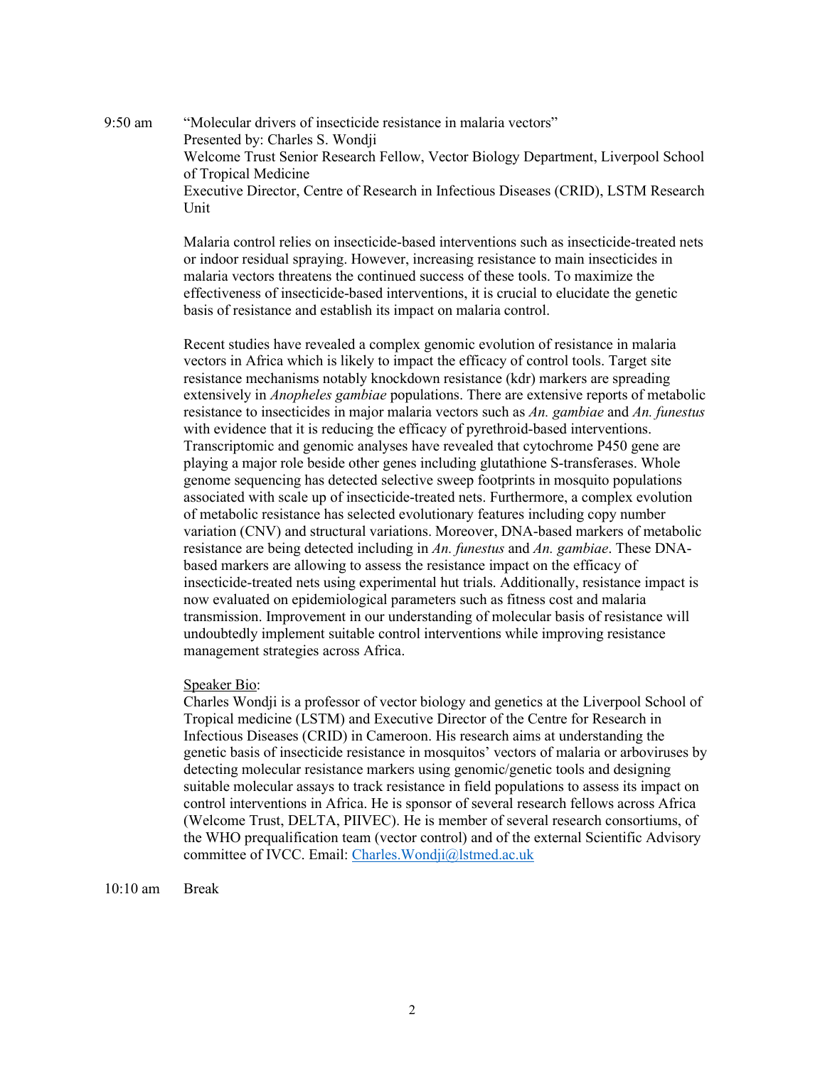9:50 am “Molecular drivers of insecticide resistance in malaria vectors”
Presented by: Charles S. Wondji
Welcome Trust Senior Research Fellow, Vector Biology Department, Liverpool School of Tropical Medicine
Executive Director, Centre of Research in Infectious Diseases (CRID), LSTM Research Unit

Malaria control relies on insecticide-based interventions such as insecticide-treated nets or indoor residual spraying. However, increasing resistance to main insecticides in malaria vectors threatens the continued success of these tools. To maximize the effectiveness of insecticide-based interventions, it is crucial to elucidate the genetic basis of resistance and establish its impact on malaria control.

Recent studies have revealed a complex genomic evolution of resistance in malaria vectors in Africa which is likely to impact the efficacy of control tools. Target site resistance mechanisms notably knockdown resistance (kdr) markers are spreading extensively in *Anopheles gambiae* populations. There are extensive reports of metabolic resistance to insecticides in major malaria vectors such as *An. gambiae* and *An. funestus* with evidence that it is reducing the efficacy of pyrethroid-based interventions. Transcriptomic and genomic analyses have revealed that cytochrome P450 gene are playing a major role beside other genes including glutathione S-transferases. Whole genome sequencing has detected selective sweep footprints in mosquito populations associated with scale up of insecticide-treated nets. Furthermore, a complex evolution of metabolic resistance has selected evolutionary features including copy number variation (CNV) and structural variations. Moreover, DNA-based markers of metabolic resistance are being detected including in *An. funestus* and *An. gambiae*. These DNA-based markers are allowing to assess the resistance impact on the efficacy of insecticide-treated nets using experimental hut trials. Additionally, resistance impact is now evaluated on epidemiological parameters such as fitness cost and malaria transmission. Improvement in our understanding of molecular basis of resistance will undoubtedly implement suitable control interventions while improving resistance management strategies across Africa.

Speaker Bio:
Charles Wondji is a professor of vector biology and genetics at the Liverpool School of Tropical medicine (LSTM) and Executive Director of the Centre for Research in Infectious Diseases (CRID) in Cameroon. His research aims at understanding the genetic basis of insecticide resistance in mosquitos’ vectors of malaria or arboviruses by detecting molecular resistance markers using genomic/genetic tools and designing suitable molecular assays to track resistance in field populations to assess its impact on control interventions in Africa. He is sponsor of several research fellows across Africa (Welcome Trust, DELTA, PIIVEC). He is member of several research consortiums, of the WHO prequalification team (vector control) and of the external Scientific Advisory committee of IVCC. Email: Charles.Wondji@lstmed.ac.uk

10:10 am Break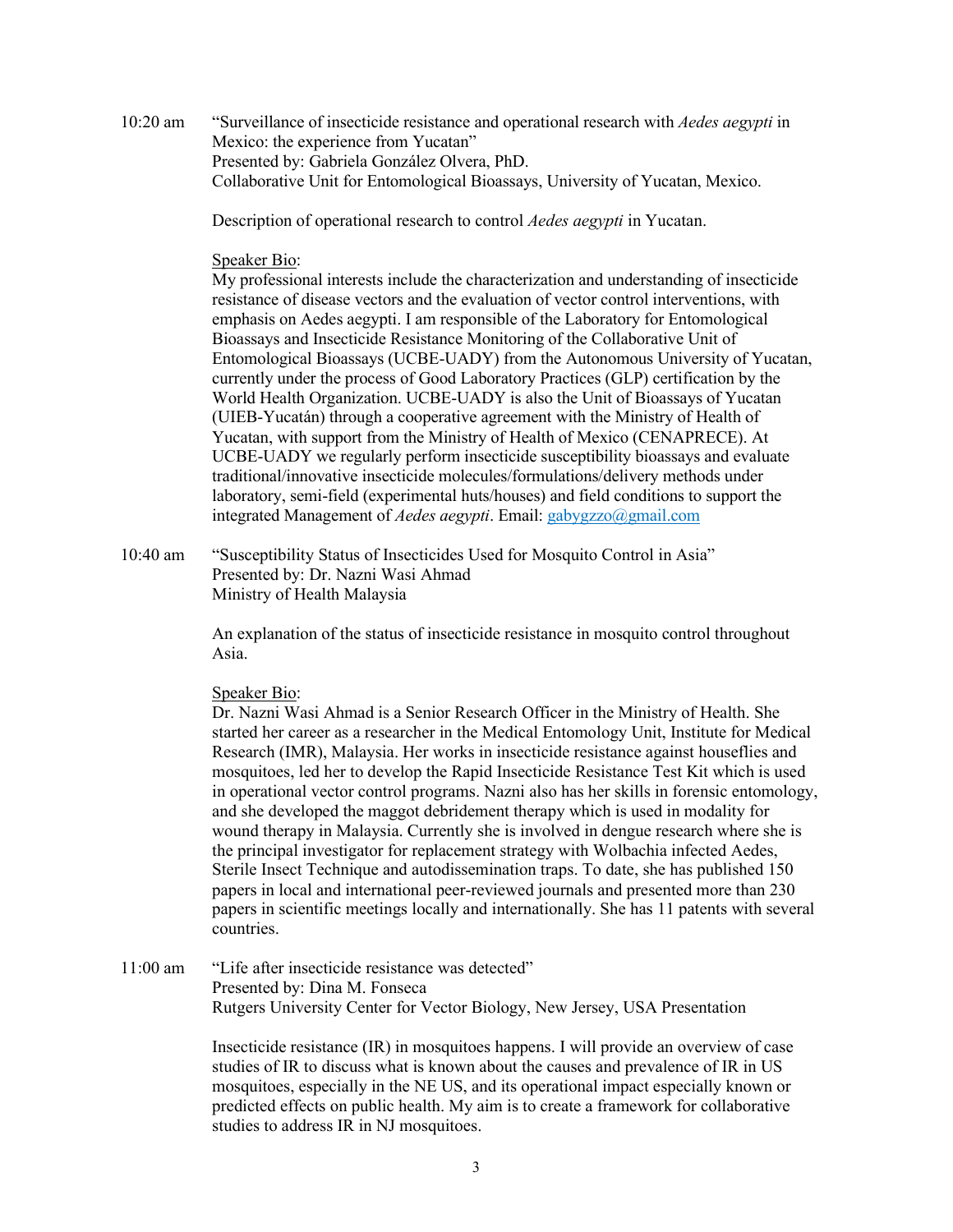10:20 am “Surveillance of insecticide resistance and operational research with *Aedes aegypti* in Mexico: the experience from Yucatan”
Presented by: Gabriela González Olvera, PhD.
Collaborative Unit for Entomological Bioassays, University of Yucatan, Mexico.

Description of operational research to control *Aedes aegypti* in Yucatan.

Speaker Bio:
My professional interests include the characterization and understanding of insecticide resistance of disease vectors and the evaluation of vector control interventions, with emphasis on Aedes aegypti. I am responsible of the Laboratory for Entomological Bioassays and Insecticide Resistance Monitoring of the Collaborative Unit of Entomological Bioassays (UCBE-UADY) from the Autonomous University of Yucatan, currently under the process of Good Laboratory Practices (GLP) certification by the World Health Organization. UCBE-UADY is also the Unit of Bioassays of Yucatan (UIEB-Yucatán) through a cooperative agreement with the Ministry of Health of Yucatan, with support from the Ministry of Health of Mexico (CENAPRECE). At UCBE-UADY we regularly perform insecticide susceptibility bioassays and evaluate traditional/innovative insecticide molecules/formulations/delivery methods under laboratory, semi-field (experimental huts/houses) and field conditions to support the integrated Management of *Aedes aegypti*. Email: gabygzzo@gmail.com

10:40 am “Susceptibility Status of Insecticides Used for Mosquito Control in Asia”
Presented by: Dr. Nazni Wasi Ahmad
Ministry of Health Malaysia

An explanation of the status of insecticide resistance in mosquito control throughout Asia.

Speaker Bio:
Dr. Nazni Wasi Ahmad is a Senior Research Officer in the Ministry of Health. She started her career as a researcher in the Medical Entomology Unit, Institute for Medical Research (IMR), Malaysia. Her works in insecticide resistance against houseflies and mosquitoes, led her to develop the Rapid Insecticide Resistance Test Kit which is used in operational vector control programs. Nazni also has her skills in forensic entomology, and she developed the maggot debridement therapy which is used in modality for wound therapy in Malaysia. Currently she is involved in dengue research where she is the principal investigator for replacement strategy with Wolbachia infected Aedes, Sterile Insect Technique and autodissemination traps. To date, she has published 150 papers in local and international peer-reviewed journals and presented more than 230 papers in scientific meetings locally and internationally. She has 11 patents with several countries.

11:00 am “Life after insecticide resistance was detected”
Presented by: Dina M. Fonseca
Rutgers University Center for Vector Biology, New Jersey, USA Presentation

Insecticide resistance (IR) in mosquitoes happens. I will provide an overview of case studies of IR to discuss what is known about the causes and prevalence of IR in US mosquitoes, especially in the NE US, and its operational impact especially known or predicted effects on public health. My aim is to create a framework for collaborative studies to address IR in NJ mosquitoes.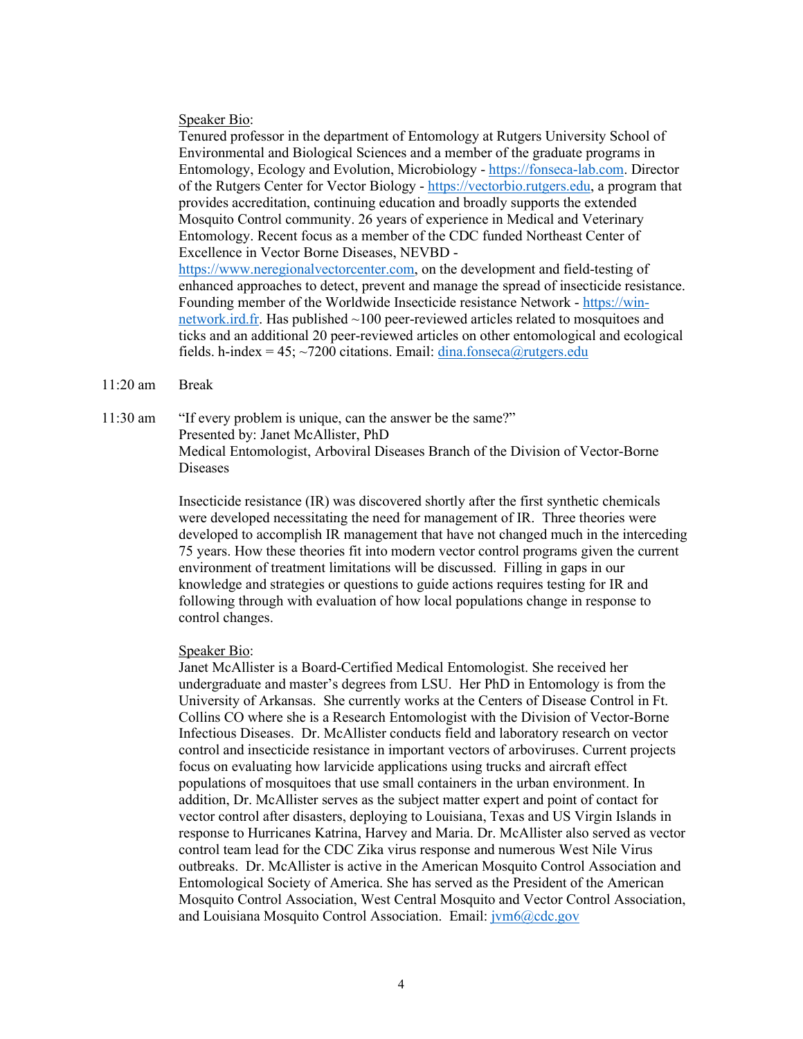Speaker Bio:

Tenured professor in the department of Entomology at Rutgers University School of Environmental and Biological Sciences and a member of the graduate programs in Entomology, Ecology and Evolution, Microbiology - https://fonseca-lab.com. Director of the Rutgers Center for Vector Biology - https://vectorbio.rutgers.edu, a program that provides accreditation, continuing education and broadly supports the extended Mosquito Control community. 26 years of experience in Medical and Veterinary Entomology. Recent focus as a member of the CDC funded Northeast Center of Excellence in Vector Borne Diseases, NEVBD - https://www.neregionalvectorcenter.com, on the development and field-testing of enhanced approaches to detect, prevent and manage the spread of insecticide resistance. Founding member of the Worldwide Insecticide resistance Network - https://win-network.ird.fr. Has published ~100 peer-reviewed articles related to mosquitoes and ticks and an additional 20 peer-reviewed articles on other entomological and ecological fields. h-index = 45; ~7200 citations. Email: dina.fonseca@rutgers.edu

11:20 am Break

11:30 am "If every problem is unique, can the answer be the same?"
Presented by: Janet McAllister, PhD
Medical Entomologist, Arboviral Diseases Branch of the Division of Vector-Borne Diseases

Insecticide resistance (IR) was discovered shortly after the first synthetic chemicals were developed necessitating the need for management of IR. Three theories were developed to accomplish IR management that have not changed much in the interceding 75 years. How these theories fit into modern vector control programs given the current environment of treatment limitations will be discussed. Filling in gaps in our knowledge and strategies or questions to guide actions requires testing for IR and following through with evaluation of how local populations change in response to control changes.

Speaker Bio:

Janet McAllister is a Board-Certified Medical Entomologist. She received her undergraduate and master's degrees from LSU. Her PhD in Entomology is from the University of Arkansas. She currently works at the Centers of Disease Control in Ft. Collins CO where she is a Research Entomologist with the Division of Vector-Borne Infectious Diseases. Dr. McAllister conducts field and laboratory research on vector control and insecticide resistance in important vectors of arboviruses. Current projects focus on evaluating how larvicide applications using trucks and aircraft effect populations of mosquitoes that use small containers in the urban environment. In addition, Dr. McAllister serves as the subject matter expert and point of contact for vector control after disasters, deploying to Louisiana, Texas and US Virgin Islands in response to Hurricanes Katrina, Harvey and Maria. Dr. McAllister also served as vector control team lead for the CDC Zika virus response and numerous West Nile Virus outbreaks. Dr. McAllister is active in the American Mosquito Control Association and Entomological Society of America. She has served as the President of the American Mosquito Control Association, West Central Mosquito and Vector Control Association, and Louisiana Mosquito Control Association. Email: jvm6@cdc.gov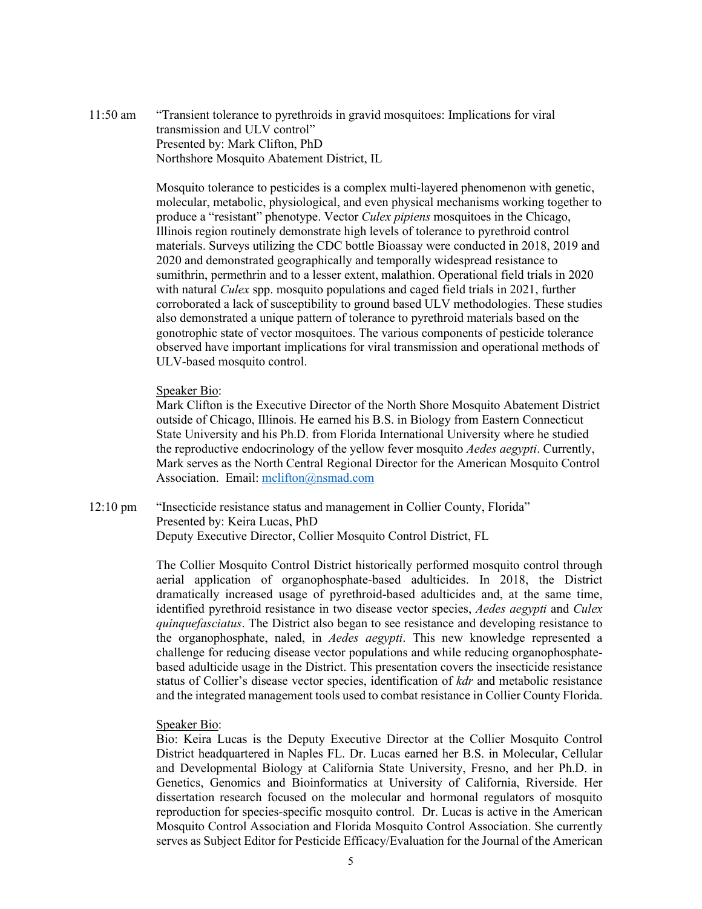11:50 am "Transient tolerance to pyrethroids in gravid mosquitoes: Implications for viral transmission and ULV control"
Presented by: Mark Clifton, PhD
Northshore Mosquito Abatement District, IL

Mosquito tolerance to pesticides is a complex multi-layered phenomenon with genetic, molecular, metabolic, physiological, and even physical mechanisms working together to produce a "resistant" phenotype. Vector *Culex pipiens* mosquitoes in the Chicago, Illinois region routinely demonstrate high levels of tolerance to pyrethroid control materials. Surveys utilizing the CDC bottle Bioassay were conducted in 2018, 2019 and 2020 and demonstrated geographically and temporally widespread resistance to sumithrin, permethrin and to a lesser extent, malathion. Operational field trials in 2020 with natural *Culex* spp. mosquito populations and caged field trials in 2021, further corroborated a lack of susceptibility to ground based ULV methodologies. These studies also demonstrated a unique pattern of tolerance to pyrethroid materials based on the gonotrophic state of vector mosquitoes. The various components of pesticide tolerance observed have important implications for viral transmission and operational methods of ULV-based mosquito control.

Speaker Bio:
Mark Clifton is the Executive Director of the North Shore Mosquito Abatement District outside of Chicago, Illinois. He earned his B.S. in Biology from Eastern Connecticut State University and his Ph.D. from Florida International University where he studied the reproductive endocrinology of the yellow fever mosquito *Aedes aegypti*. Currently, Mark serves as the North Central Regional Director for the American Mosquito Control Association. Email: mclifton@nsmad.com

12:10 pm "Insecticide resistance status and management in Collier County, Florida"
Presented by: Keira Lucas, PhD
Deputy Executive Director, Collier Mosquito Control District, FL

The Collier Mosquito Control District historically performed mosquito control through aerial application of organophosphate-based adulticides. In 2018, the District dramatically increased usage of pyrethroid-based adulticides and, at the same time, identified pyrethroid resistance in two disease vector species, *Aedes aegypti* and *Culex quinquefasciatus*. The District also began to see resistance and developing resistance to the organophosphate, naled, in *Aedes aegypti*. This new knowledge represented a challenge for reducing disease vector populations and while reducing organophosphate-based adulticide usage in the District. This presentation covers the insecticide resistance status of Collier's disease vector species, identification of *kdr* and metabolic resistance and the integrated management tools used to combat resistance in Collier County Florida.

Speaker Bio:
Bio: Keira Lucas is the Deputy Executive Director at the Collier Mosquito Control District headquartered in Naples FL. Dr. Lucas earned her B.S. in Molecular, Cellular and Developmental Biology at California State University, Fresno, and her Ph.D. in Genetics, Genomics and Bioinformatics at University of California, Riverside. Her dissertation research focused on the molecular and hormonal regulators of mosquito reproduction for species-specific mosquito control. Dr. Lucas is active in the American Mosquito Control Association and Florida Mosquito Control Association. She currently serves as Subject Editor for Pesticide Efficacy/Evaluation for the Journal of the American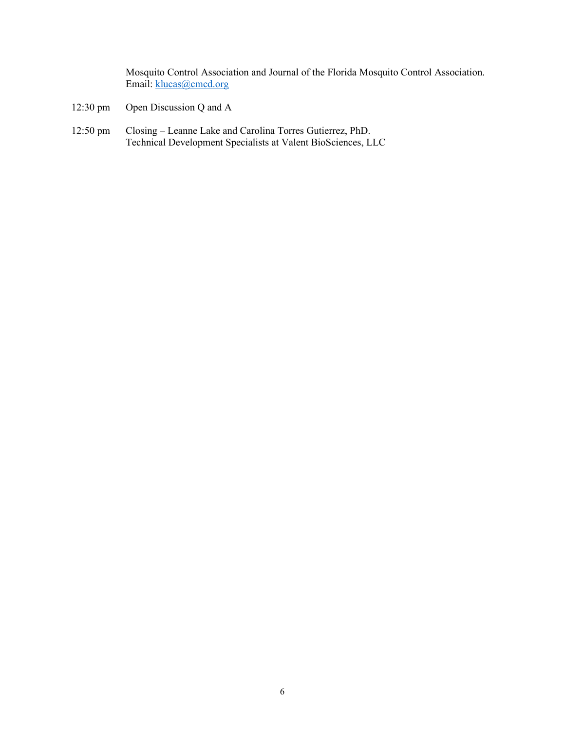Mosquito Control Association and Journal of the Florida Mosquito Control Association.
Email: klucas@cmcd.org

12:30 pm Open Discussion Q and A

12:50 pm Closing – Leanne Lake and Carolina Torres Gutierrez, PhD.
Technical Development Specialists at Valent BioSciences, LLC